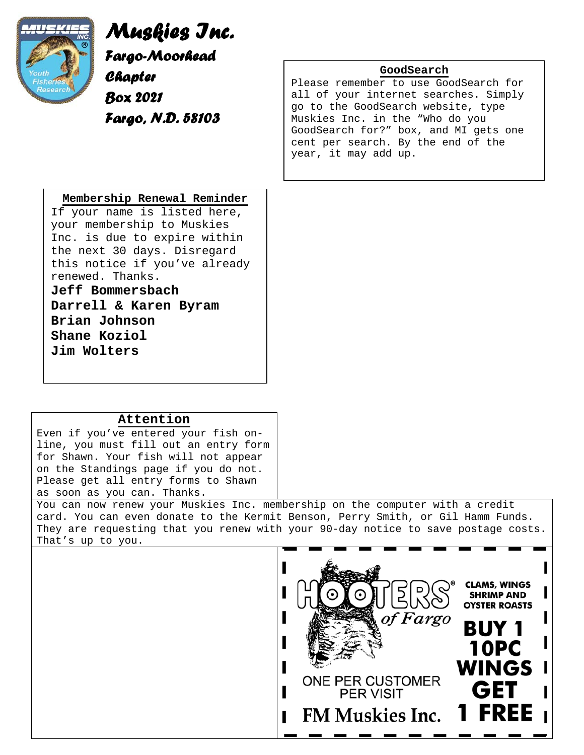# Muskies Inc.

## Fargo-Moorhead Chapter

**Box 2021**

**Fargo, N.D. 58103**

### GoodSearch

Please remember to use GoodSearch for all of your internet searches. Simply go to the GoodSearch website, type Muskies Inc. in the “Who do you GoodSearch for?” box, and MI gets one cent per search. By the end of the year, it may add up.

### Membership Renewal Reminder

If your name is listed here, your membership to Muskies Inc. is due to expire within the next 30 days. Disregard this notice if you’ve already renewed. Thanks.

**Jeff Bommersbach**
**Darrell & Karen Byram**
**Brian Johnson**
**Shane Koziol**
**Jim Wolters**

### Attention

Even if you’ve entered your fish on-line, you must fill out an entry form for Shawn. Your fish will not appear on the Standings page if you do not. Please get all entry forms to Shawn as soon as you can. Thanks.

You can now renew your Muskies Inc. membership on the computer with a credit card. You can even donate to the Kermit Benson, Perry Smith, or Gil Hamm Funds. They are requesting that you renew with your 90-day notice to save postage costs. That’s up to you.

HOOTERS® of Fargo

CLAMS, WINGS SHRIMP AND OYSTER ROASTS

**BUY 1 10PC WINGS GET 1 FREE**

ONE PER CUSTOMER PER VISIT

FM Muskies Inc.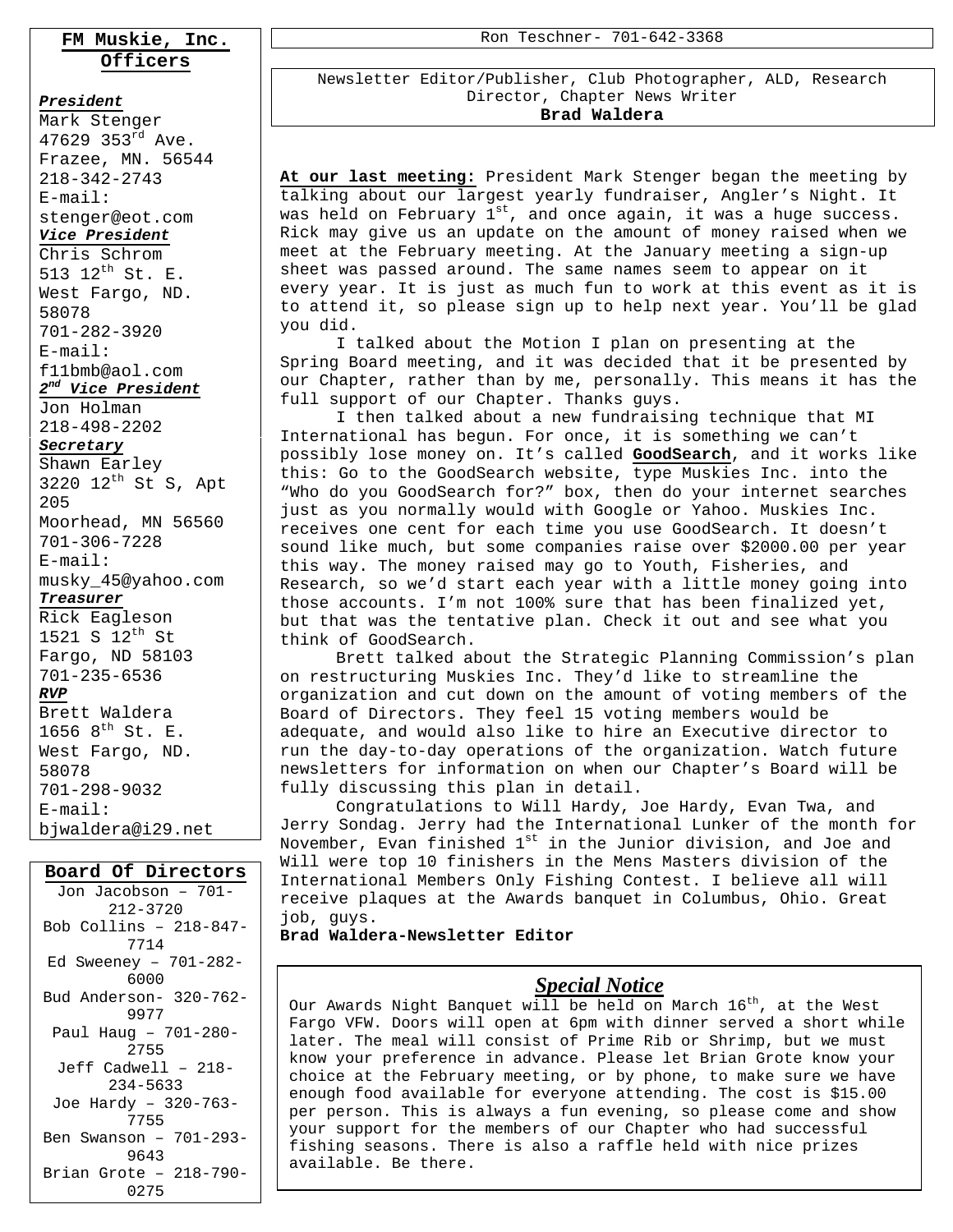## FM Muskie, Inc. Officers

***President***
Mark Stenger
47629 353rd Ave.
Frazee, MN. 56544
218-342-2743
E-mail:
stenger@eot.com

***Vice President***
Chris Schrom
513 12th St. E.
West Fargo, ND.
58078
701-282-3920
E-mail:
f11bmb@aol.com

***2nd Vice President***
Jon Holman
218-498-2202

***Secretary***
Shawn Earley
3220 12th St S, Apt 205
Moorhead, MN 56560
701-306-7228
E-mail:
musky_45@yahoo.com

***Treasurer***
Rick Eagleson
1521 S 12th St
Fargo, ND 58103
701-235-6536

***RVP***
Brett Waldera
1656 8th St. E.
West Fargo, ND.
58078
701-298-9032
E-mail:
bjwaldera@i29.net

## Board Of Directors

Jon Jacobson – 701-212-3720
Bob Collins – 218-847-7714
Ed Sweeney – 701-282-6000
Bud Anderson- 320-762-9977
Paul Haug – 701-280-2755
Jeff Cadwell – 218-234-5633
Joe Hardy – 320-763-7755
Ben Swanson – 701-293-9643
Brian Grote – 218-790-0275

Ron Teschner- 701-642-3368

Newsletter Editor/Publisher, Club Photographer, ALD, Research Director, Chapter News Writer
**Brad Waldera**

**At our last meeting:** President Mark Stenger began the meeting by talking about our largest yearly fundraiser, Angler's Night. It was held on February 1st, and once again, it was a huge success. Rick may give us an update on the amount of money raised when we meet at the February meeting. At the January meeting a sign-up sheet was passed around. The same names seem to appear on it every year. It is just as much fun to work at this event as it is to attend it, so please sign up to help next year. You'll be glad you did.

I talked about the Motion I plan on presenting at the Spring Board meeting, and it was decided that it be presented by our Chapter, rather than by me, personally. This means it has the full support of our Chapter. Thanks guys.

I then talked about a new fundraising technique that MI International has begun. For once, it is something we can't possibly lose money on. It's called **GoodSearch**, and it works like this: Go to the GoodSearch website, type Muskies Inc. into the "Who do you GoodSearch for?" box, then do your internet searches just as you normally would with Google or Yahoo. Muskies Inc. receives one cent for each time you use GoodSearch. It doesn't sound like much, but some companies raise over $2000.00 per year this way. The money raised may go to Youth, Fisheries, and Research, so we'd start each year with a little money going into those accounts. I'm not 100% sure that has been finalized yet, but that was the tentative plan. Check it out and see what you think of GoodSearch.

Brett talked about the Strategic Planning Commission's plan on restructuring Muskies Inc. They'd like to streamline the organization and cut down on the amount of voting members of the Board of Directors. They feel 15 voting members would be adequate, and would also like to hire an Executive director to run the day-to-day operations of the organization. Watch future newsletters for information on when our Chapter's Board will be fully discussing this plan in detail.

Congratulations to Will Hardy, Joe Hardy, Evan Twa, and Jerry Sondag. Jerry had the International Lunker of the month for November, Evan finished 1st in the Junior division, and Joe and Will were top 10 finishers in the Mens Masters division of the International Members Only Fishing Contest. I believe all will receive plaques at the Awards banquet in Columbus, Ohio. Great job, guys.

**Brad Waldera-Newsletter Editor**

### *Special Notice*

Our Awards Night Banquet will be held on March 16th, at the West Fargo VFW. Doors will open at 6pm with dinner served a short while later. The meal will consist of Prime Rib or Shrimp, but we must know your preference in advance. Please let Brian Grote know your choice at the February meeting, or by phone, to make sure we have enough food available for everyone attending. The cost is $15.00 per person. This is always a fun evening, so please come and show your support for the members of our Chapter who had successful fishing seasons. There is also a raffle held with nice prizes available. Be there.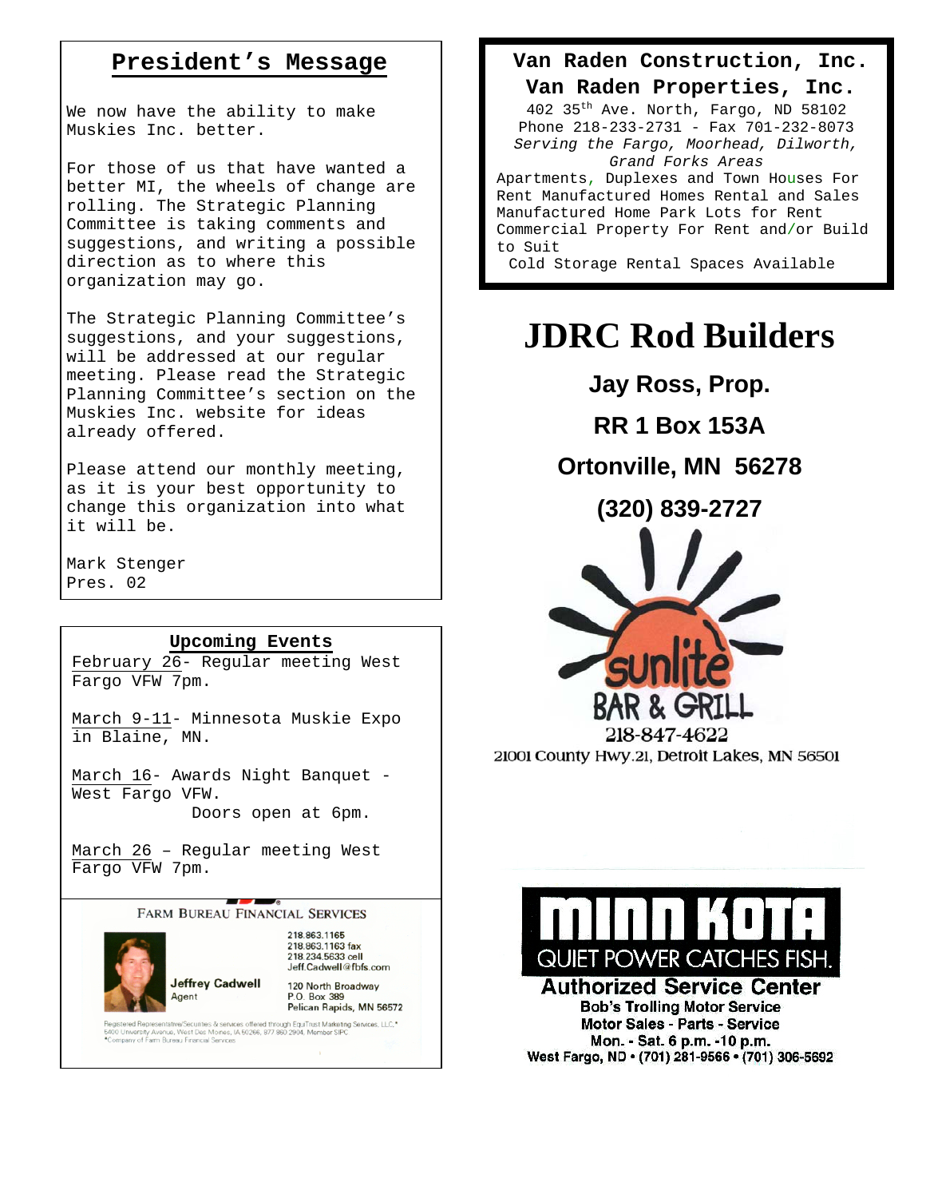## President's Message

We now have the ability to make Muskies Inc. better.

For those of us that have wanted a better MI, the wheels of change are rolling. The Strategic Planning Committee is taking comments and suggestions, and writing a possible direction as to where this organization may go.

The Strategic Planning Committee's suggestions, and your suggestions, will be addressed at our regular meeting. Please read the Strategic Planning Committee's section on the Muskies Inc. website for ideas already offered.

Please attend our monthly meeting, as it is your best opportunity to change this organization into what it will be.

Mark Stenger
Pres. 02

## Upcoming Events

February 26- Regular meeting West Fargo VFW 7pm.

March 9-11- Minnesota Muskie Expo in Blaine, MN.

March 16- Awards Night Banquet - West Fargo VFW.
Doors open at 6pm.

March 26 – Regular meeting West Fargo VFW 7pm.

FARM BUREAU FINANCIAL SERVICES

Jeffrey Cadwell
Agent

218.863.1165
218.863.1163 fax
218.234.5633 cell
Jeff.Cadwell@fbfs.com

120 North Broadway
P.O. Box 389
Pelican Rapids, MN 56572

Registered Representative/Securities & services offered through EquiTrust Marketing Services, LLC,* 5400 University Avenue, West Des Moines, IA 50266, 877 860 2904, Member SIPC
*Company of Farm Bureau Financial Services

**Van Raden Construction, Inc.**
**Van Raden Properties, Inc.**
402 35th Ave. North, Fargo, ND 58102
Phone 218-233-2731 - Fax 701-232-8073
*Serving the Fargo, Moorhead, Dilworth, Grand Forks Areas*
Apartments, Duplexes and Town Houses For Rent Manufactured Homes Rental and Sales Manufactured Home Park Lots for Rent Commercial Property For Rent and/or Build to Suit
Cold Storage Rental Spaces Available

# JDRC Rod Builders

**Jay Ross, Prop.**

**RR 1 Box 153A**

**Ortonville, MN 56278**

**(320) 839-2727**

sunlite BAR & GRILL
218-847-4622
21001 County Hwy.21, Detroit Lakes, MN 56501

MINN KOTA
QUIET POWER CATCHES FISH.
**Authorized Service Center**
**Bob's Trolling Motor Service**
**Motor Sales - Parts - Service**
**Mon. - Sat. 6 p.m. -10 p.m.**
**West Fargo, ND • (701) 281-9566 • (701) 306-5692**